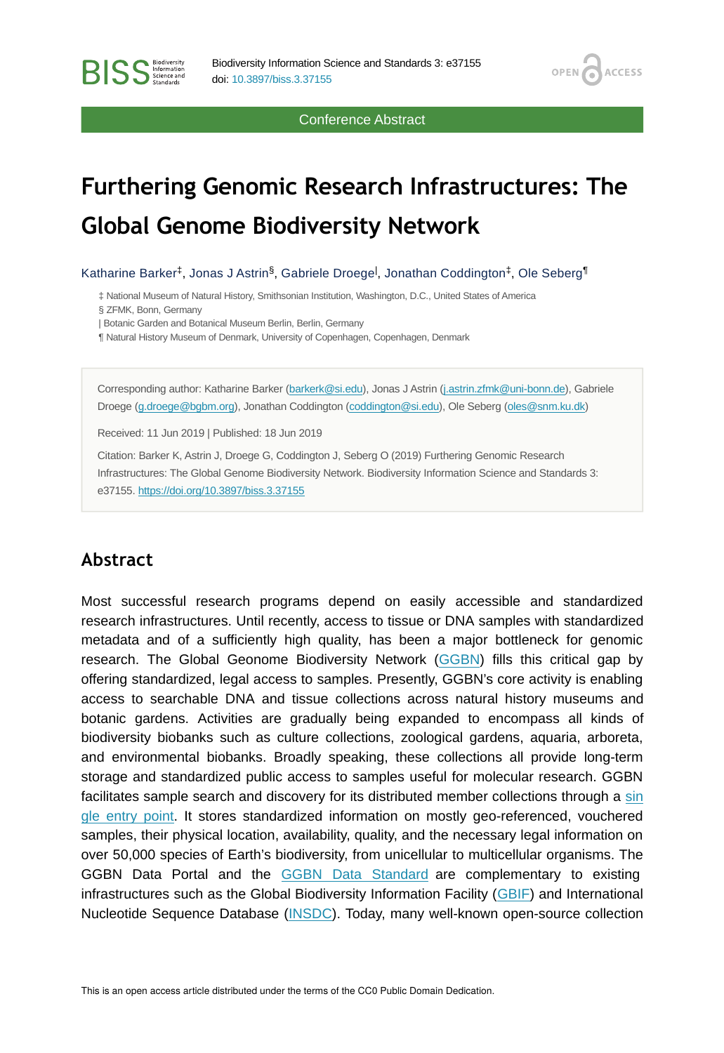Conference Abstract

# Furthering Genomic Research Infrastructures: The Global Genome Biodiversity Network

Katharine Barker[‡], Jonas J Astrin[§], Gabriele Droege[|], Jonathan Coddington[‡], Ole Seberg[¶]

‡ National Museum of Natural History, Smithsonian Institution, Washington, D.C., United States of America
§ ZFMK, Bonn, Germany
| Botanic Garden and Botanical Museum Berlin, Berlin, Germany
¶ Natural History Museum of Denmark, University of Copenhagen, Copenhagen, Denmark

Corresponding author: Katharine Barker (barkerk@si.edu), Jonas J Astrin (j.astrin.zfmk@uni-bonn.de), Gabriele Droege (g.droege@bgbm.org), Jonathan Coddington (coddington@si.edu), Ole Seberg (oles@snm.ku.dk)

Received: 11 Jun 2019 | Published: 18 Jun 2019

Citation: Barker K, Astrin J, Droege G, Coddington J, Seberg O (2019) Furthering Genomic Research Infrastructures: The Global Genome Biodiversity Network. Biodiversity Information Science and Standards 3: e37155. https://doi.org/10.3897/biss.3.37155

## Abstract

Most successful research programs depend on easily accessible and standardized research infrastructures. Until recently, access to tissue or DNA samples with standardized metadata and of a sufficiently high quality, has been a major bottleneck for genomic research. The Global Geonome Biodiversity Network (GGBN) fills this critical gap by offering standardized, legal access to samples. Presently, GGBN's core activity is enabling access to searchable DNA and tissue collections across natural history museums and botanic gardens. Activities are gradually being expanded to encompass all kinds of biodiversity biobanks such as culture collections, zoological gardens, aquaria, arboreta, and environmental biobanks. Broadly speaking, these collections all provide long-term storage and standardized public access to samples useful for molecular research. GGBN facilitates sample search and discovery for its distributed member collections through a single entry point. It stores standardized information on mostly geo-referenced, vouchered samples, their physical location, availability, quality, and the necessary legal information on over 50,000 species of Earth's biodiversity, from unicellular to multicellular organisms. The GGBN Data Portal and the GGBN Data Standard are complementary to existing infrastructures such as the Global Biodiversity Information Facility (GBIF) and International Nucleotide Sequence Database (INSDC). Today, many well-known open-source collection

This is an open access article distributed under the terms of the CC0 Public Domain Dedication.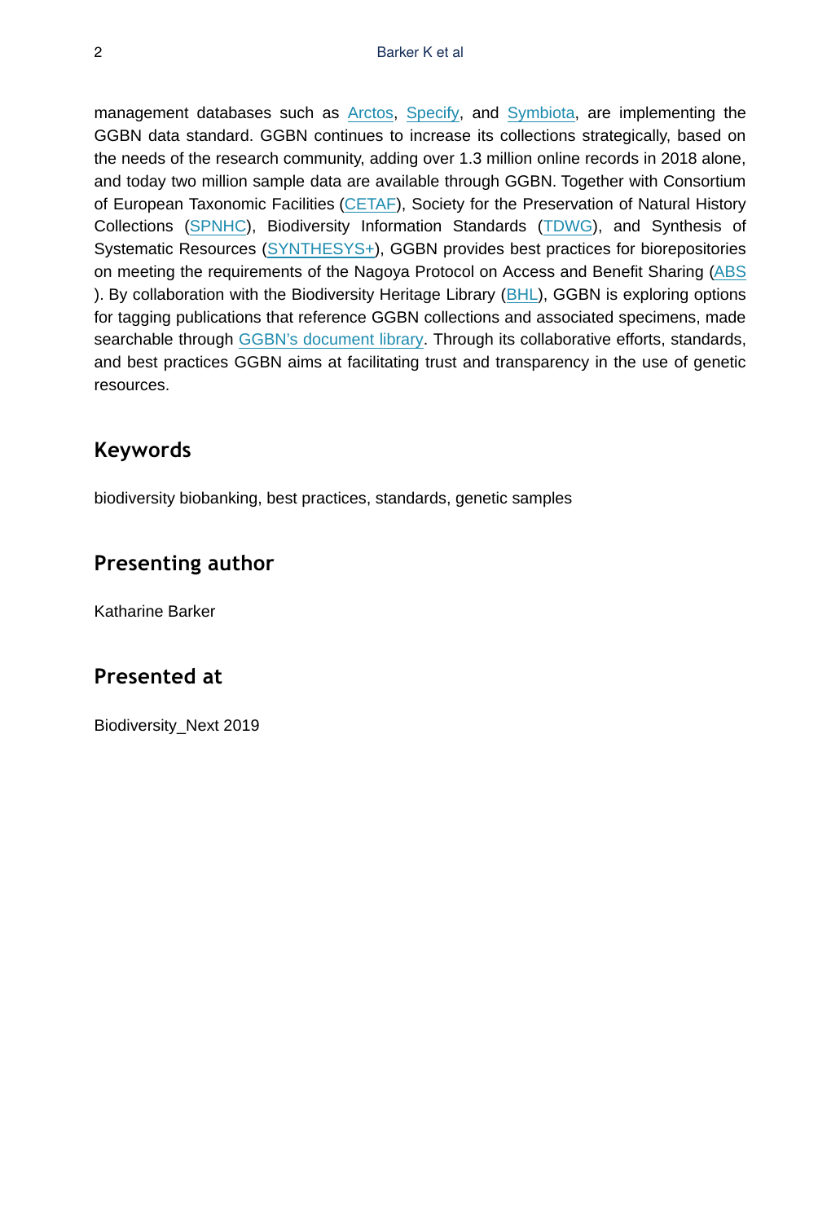management databases such as Arctos, Specify, and Symbiota, are implementing the GGBN data standard. GGBN continues to increase its collections strategically, based on the needs of the research community, adding over 1.3 million online records in 2018 alone, and today two million sample data are available through GGBN. Together with Consortium of European Taxonomic Facilities (CETAF), Society for the Preservation of Natural History Collections (SPNHC), Biodiversity Information Standards (TDWG), and Synthesis of Systematic Resources (SYNTHESYS+), GGBN provides best practices for biorepositories on meeting the requirements of the Nagoya Protocol on Access and Benefit Sharing (ABS). By collaboration with the Biodiversity Heritage Library (BHL), GGBN is exploring options for tagging publications that reference GGBN collections and associated specimens, made searchable through GGBN's document library. Through its collaborative efforts, standards, and best practices GGBN aims at facilitating trust and transparency in the use of genetic resources.

## Keywords

biodiversity biobanking, best practices, standards, genetic samples

## Presenting author

Katharine Barker

## Presented at

Biodiversity_Next 2019